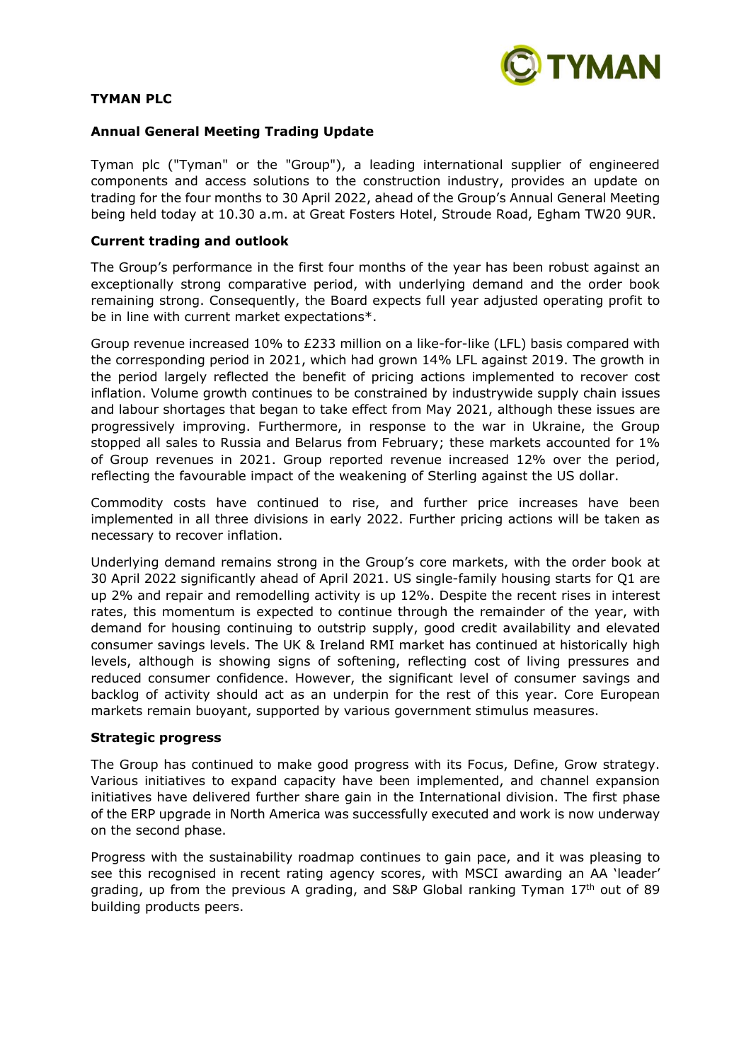# TYMAN PLC

## Annual General Meeting Trading Update

Tyman plc ("Tyman" or the "Group"), a leading international supplier of engineered components and access solutions to the construction industry, provides an update on trading for the four months to 30 April 2022, ahead of the Group's Annual General Meeting being held today at 10.30 a.m. at Great Fosters Hotel, Stroude Road, Egham TW20 9UR.

### Current trading and outlook

The Group's performance in the first four months of the year has been robust against an exceptionally strong comparative period, with underlying demand and the order book remaining strong. Consequently, the Board expects full year adjusted operating profit to be in line with current market expectations*.

Group revenue increased 10% to £233 million on a like-for-like (LFL) basis compared with the corresponding period in 2021, which had grown 14% LFL against 2019. The growth in the period largely reflected the benefit of pricing actions implemented to recover cost inflation. Volume growth continues to be constrained by industrywide supply chain issues and labour shortages that began to take effect from May 2021, although these issues are progressively improving. Furthermore, in response to the war in Ukraine, the Group stopped all sales to Russia and Belarus from February; these markets accounted for 1% of Group revenues in 2021. Group reported revenue increased 12% over the period, reflecting the favourable impact of the weakening of Sterling against the US dollar.

Commodity costs have continued to rise, and further price increases have been implemented in all three divisions in early 2022. Further pricing actions will be taken as necessary to recover inflation.

Underlying demand remains strong in the Group's core markets, with the order book at 30 April 2022 significantly ahead of April 2021. US single-family housing starts for Q1 are up 2% and repair and remodelling activity is up 12%. Despite the recent rises in interest rates, this momentum is expected to continue through the remainder of the year, with demand for housing continuing to outstrip supply, good credit availability and elevated consumer savings levels. The UK & Ireland RMI market has continued at historically high levels, although is showing signs of softening, reflecting cost of living pressures and reduced consumer confidence. However, the significant level of consumer savings and backlog of activity should act as an underpin for the rest of this year. Core European markets remain buoyant, supported by various government stimulus measures.

### Strategic progress

The Group has continued to make good progress with its Focus, Define, Grow strategy. Various initiatives to expand capacity have been implemented, and channel expansion initiatives have delivered further share gain in the International division. The first phase of the ERP upgrade in North America was successfully executed and work is now underway on the second phase.

Progress with the sustainability roadmap continues to gain pace, and it was pleasing to see this recognised in recent rating agency scores, with MSCI awarding an AA 'leader' grading, up from the previous A grading, and S&P Global ranking Tyman 17th out of 89 building products peers.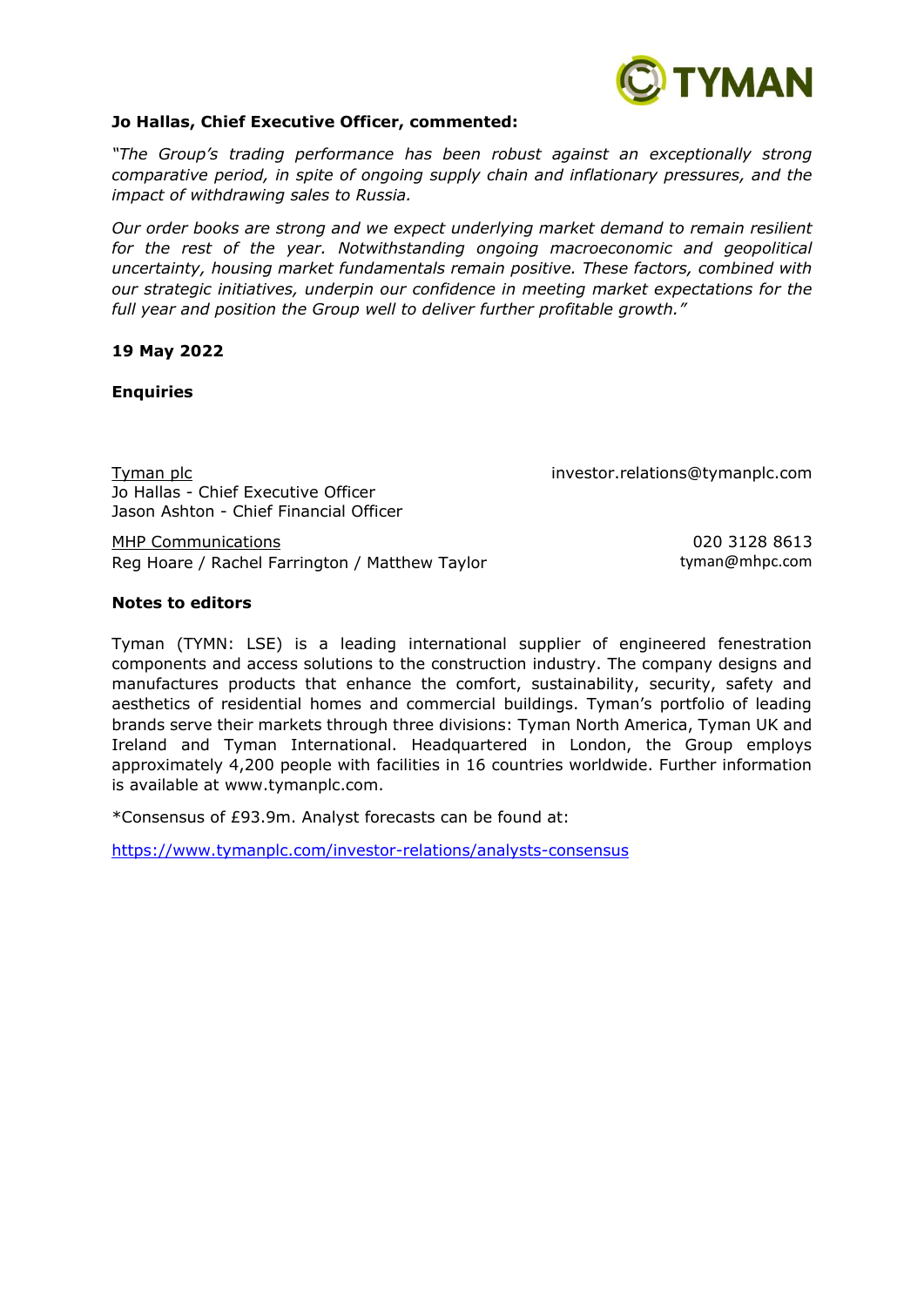**Jo Hallas, Chief Executive Officer, commented:**

*"The Group's trading performance has been robust against an exceptionally strong comparative period, in spite of ongoing supply chain and inflationary pressures, and the impact of withdrawing sales to Russia.*

*Our order books are strong and we expect underlying market demand to remain resilient for the rest of the year. Notwithstanding ongoing macroeconomic and geopolitical uncertainty, housing market fundamentals remain positive. These factors, combined with our strategic initiatives, underpin our confidence in meeting market expectations for the full year and position the Group well to deliver further profitable growth."*

**19 May 2022**

**Enquiries**

Tyman plc — investor.relations@tymanplc.com
Jo Hallas - Chief Executive Officer
Jason Ashton - Chief Financial Officer

MHP Communications — 020 3128 8613
Reg Hoare / Rachel Farrington / Matthew Taylor — tyman@mhpc.com

**Notes to editors**

Tyman (TYMN: LSE) is a leading international supplier of engineered fenestration components and access solutions to the construction industry. The company designs and manufactures products that enhance the comfort, sustainability, security, safety and aesthetics of residential homes and commercial buildings. Tyman's portfolio of leading brands serve their markets through three divisions: Tyman North America, Tyman UK and Ireland and Tyman International. Headquartered in London, the Group employs approximately 4,200 people with facilities in 16 countries worldwide. Further information is available at www.tymanplc.com.

*Consensus of £93.9m. Analyst forecasts can be found at:

https://www.tymanplc.com/investor-relations/analysts-consensus